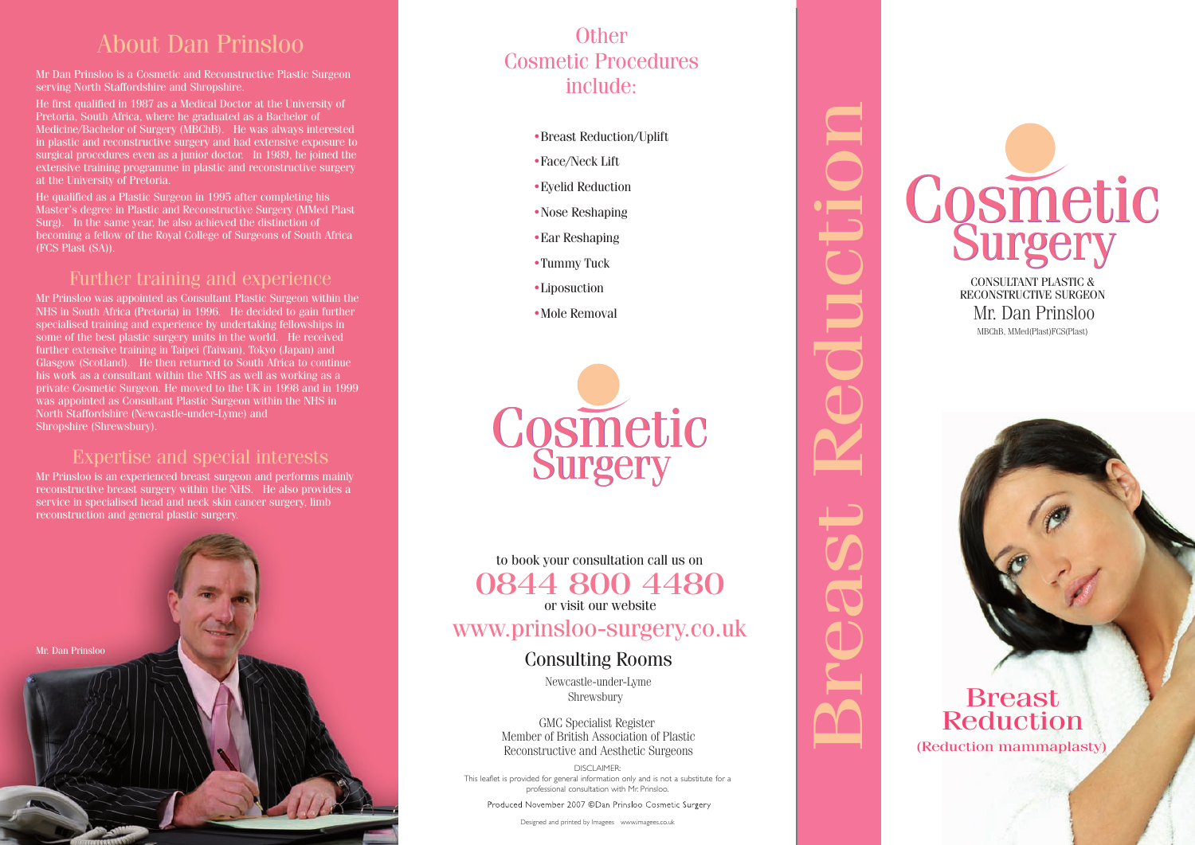# About Dan Prinsloo

Mr Dan Prinsloo is a Cosmetic and Reconstructive Plastic Surgeon serving North Staffordshire and Shropshire.

He first qualified in 1987 as a Medical Doctor at the University of Pretoria, South Africa, where he graduated as a Bachelor of Medicine/Bachelor of Surgery (MBChB). He was always interested in plastic and reconstructive surgery and had extensive exposure to surgical procedures even as a junior doctor. In 1989, he joined the extensive training programme in plastic and reconstructive surgery at the University of Pretoria.

He qualified as a Plastic Surgeon in 1995 after completing his Master's degree in Plastic and Reconstructive Surgery (MMed Plast Surg). In the same year, he also achieved the distinction of becoming a fellow of the Royal College of Surgeons of South Africa (FCS Plast (SA)).

## Further training and experience

Mr Prinsloo was appointed as Consultant Plastic Surgeon within the NHS in South Africa (Pretoria) in 1996. He decided to gain further specialised training and experience by undertaking fellowships in some of the best plastic surgery units in the world. He received further extensive training in Taipei (Taiwan), Tokyo (Japan) and Glasgow (Scotland). He then returned to South Africa to continue his work as a consultant within the NHS as well as working as a private Cosmetic Surgeon. He moved to the UK in 1998 and in 1999 was appointed as Consultant Plastic Surgeon within the NHS in North Staffordshire (Newcastle-under-Lyme) and Shropshire (Shrewsbury).

## Expertise and special interests

Mr Prinsloo is an experienced breast surgeon and performs mainly reconstructive breast surgery within the NHS. He also provides a service in specialised head and neck skin cancer surgery, limb reconstruction and general plastic surgery.

Mr. Dan Prinsloo

# Other Cosmetic Procedures include:

- Breast Reduction/Uplift
- Face/Neck Lift
- Eyelid Reduction
- Nose Reshaping
- Ear Reshaping
- Tummy Tuck
- Liposuction
- Mole Removal

Cosmetic Surgery

to book your consultation call us on

**0844 800 4480**

or visit our website

www.prinsloo-surgery.co.uk

## Consulting Rooms

Newcastle-under-Lyme
Shrewsbury

GMC Specialist Register
Member of British Association of Plastic Reconstructive and Aesthetic Surgeons

DISCLAIMER:
This leaflet is provided for general information only and is not a substitute for a professional consultation with Mr. Prinsloo.

Produced November 2007 ©Dan Prinsloo Cosmetic Surgery

Designed and printed by Imagees www.imagees.co.uk

# Breast Reduction

# Cosmetic Surgery

CONSULTANT PLASTIC & RECONSTRUCTIVE SURGEON
Mr. Dan Prinsloo
MBChB, MMed(Plast)FCS(Plast)

## Breast Reduction
(Reduction mammaplasty)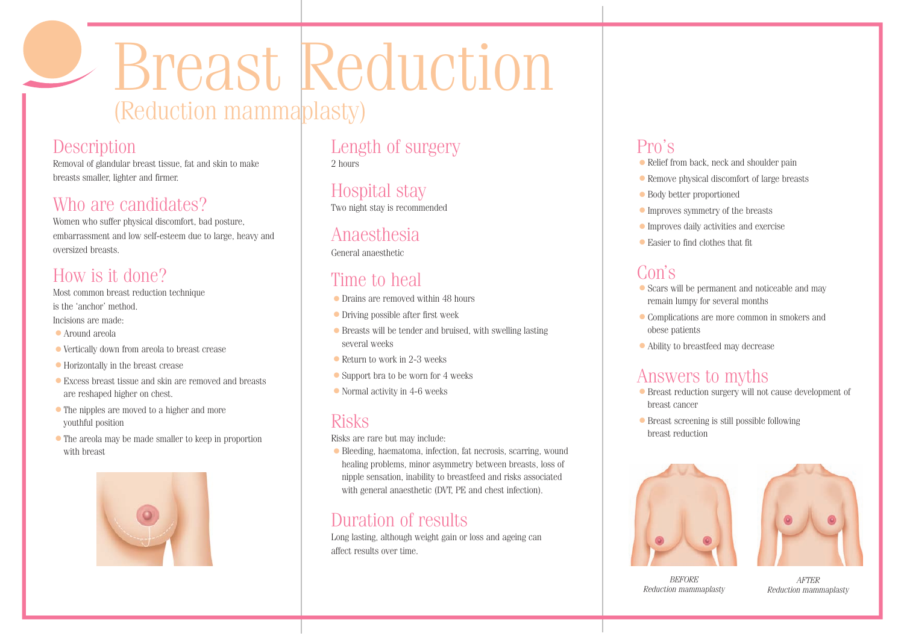# Breast Reduction

## (Reduction mammaplasty)

## Description

Removal of glandular breast tissue, fat and skin to make breasts smaller, lighter and firmer.

## Who are candidates?

Women who suffer physical discomfort, bad posture, embarrassment and low self-esteem due to large, heavy and oversized breasts.

## How is it done?

Most common breast reduction technique is the 'anchor' method.

Incisions are made:

- Around areola
- Vertically down from areola to breast crease
- Horizontally in the breast crease
- Excess breast tissue and skin are removed and breasts are reshaped higher on chest.
- The nipples are moved to a higher and more youthful position
- The areola may be made smaller to keep in proportion with breast

## Length of surgery

2 hours

## Hospital stay

Two night stay is recommended

## Anaesthesia

General anaesthetic

## Time to heal

- Drains are removed within 48 hours
- Driving possible after first week
- Breasts will be tender and bruised, with swelling lasting several weeks
- Return to work in 2-3 weeks
- Support bra to be worn for 4 weeks
- Normal activity in 4-6 weeks

## Risks

Risks are rare but may include:

- Bleeding, haematoma, infection, fat necrosis, scarring, wound healing problems, minor asymmetry between breasts, loss of nipple sensation, inability to breastfeed and risks associated with general anaesthetic (DVT, PE and chest infection).

## Duration of results

Long lasting, although weight gain or loss and ageing can affect results over time.

## Pro's

- Relief from back, neck and shoulder pain
- Remove physical discomfort of large breasts
- Body better proportioned
- Improves symmetry of the breasts
- Improves daily activities and exercise
- Easier to find clothes that fit

## Con's

- Scars will be permanent and noticeable and may remain lumpy for several months
- Complications are more common in smokers and obese patients
- Ability to breastfeed may decrease

## Answers to myths

- Breast reduction surgery will not cause development of breast cancer
- Breast screening is still possible following breast reduction

*BEFORE Reduction mammaplasty*

*AFTER Reduction mammaplasty*